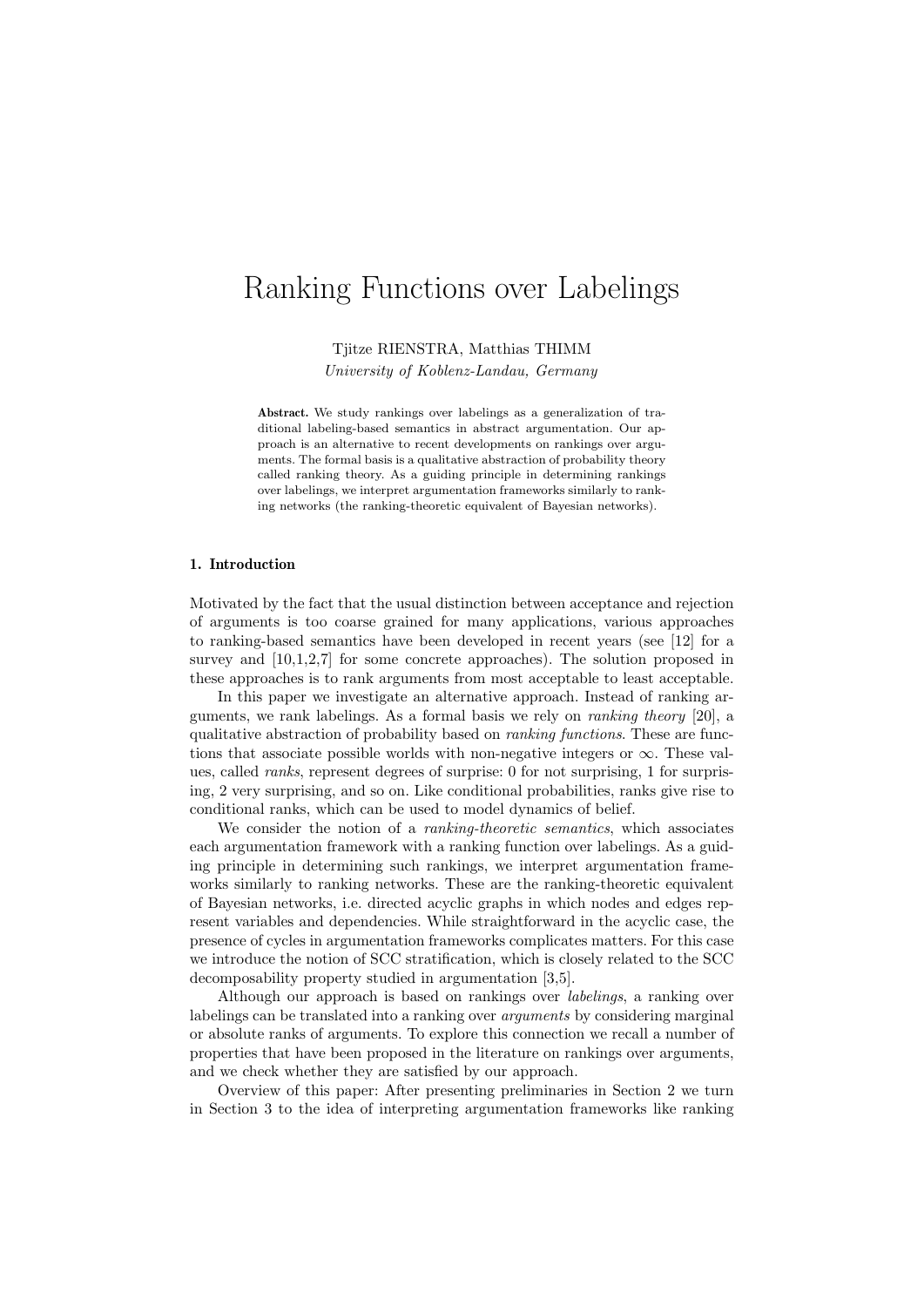# Ranking Functions over Labelings

Tjitze RIENSTRA, Matthias THIMM

*University of Koblenz-Landau, Germany*

**Abstract.** We study rankings over labelings as a generalization of traditional labeling-based semantics in abstract argumentation. Our approach is an alternative to recent developments on rankings over arguments. The formal basis is a qualitative abstraction of probability theory called ranking theory. As a guiding principle in determining rankings over labelings, we interpret argumentation frameworks similarly to ranking networks (the ranking-theoretic equivalent of Bayesian networks).

## 1. Introduction

Motivated by the fact that the usual distinction between acceptance and rejection of arguments is too coarse grained for many applications, various approaches to ranking-based semantics have been developed in recent years (see [12] for a survey and [10,1,2,7] for some concrete approaches). The solution proposed in these approaches is to rank arguments from most acceptable to least acceptable.

In this paper we investigate an alternative approach. Instead of ranking arguments, we rank labelings. As a formal basis we rely on *ranking theory* [20], a qualitative abstraction of probability based on *ranking functions*. These are functions that associate possible worlds with non-negative integers or $\infty$. These values, called *ranks*, represent degrees of surprise: 0 for not surprising, 1 for surprising, 2 very surprising, and so on. Like conditional probabilities, ranks give rise to conditional ranks, which can be used to model dynamics of belief.

We consider the notion of a *ranking-theoretic semantics*, which associates each argumentation framework with a ranking function over labelings. As a guiding principle in determining such rankings, we interpret argumentation frameworks similarly to ranking networks. These are the ranking-theoretic equivalent of Bayesian networks, i.e. directed acyclic graphs in which nodes and edges represent variables and dependencies. While straightforward in the acyclic case, the presence of cycles in argumentation frameworks complicates matters. For this case we introduce the notion of SCC stratification, which is closely related to the SCC decomposability property studied in argumentation [3,5].

Although our approach is based on rankings over *labelings*, a ranking over labelings can be translated into a ranking over *arguments* by considering marginal or absolute ranks of arguments. To explore this connection we recall a number of properties that have been proposed in the literature on rankings over arguments, and we check whether they are satisfied by our approach.

Overview of this paper: After presenting preliminaries in Section 2 we turn in Section 3 to the idea of interpreting argumentation frameworks like ranking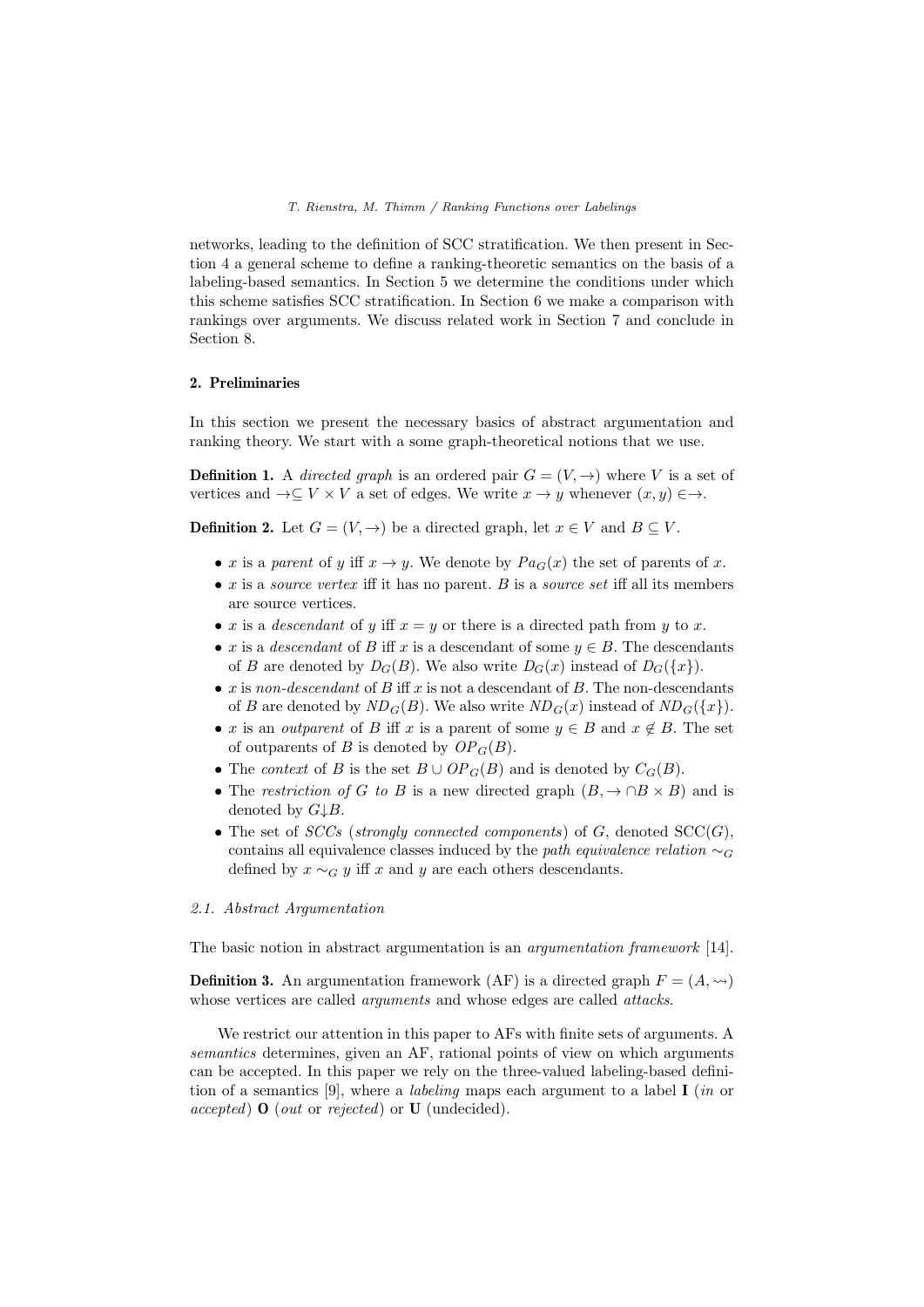networks, leading to the definition of SCC stratification. We then present in Section 4 a general scheme to define a ranking-theoretic semantics on the basis of a labeling-based semantics. In Section 5 we determine the conditions under which this scheme satisfies SCC stratification. In Section 6 we make a comparison with rankings over arguments. We discuss related work in Section 7 and conclude in Section 8.

## 2. Preliminaries

In this section we present the necessary basics of abstract argumentation and ranking theory. We start with a some graph-theoretical notions that we use.

**Definition 1.** A *directed graph* is an ordered pair $G = (V, \rightarrow)$ where $V$ is a set of vertices and $\rightarrow \subseteq V \times V$ a set of edges. We write $x \rightarrow y$ whenever $(x, y) \in \rightarrow$.

**Definition 2.** Let $G = (V, \rightarrow)$ be a directed graph, let $x \in V$ and $B \subseteq V$.

- $x$ is a *parent* of $y$ iff $x \rightarrow y$. We denote by $Pa_G(x)$ the set of parents of $x$.
- $x$ is a *source vertex* iff it has no parent. $B$ is a *source set* iff all its members are source vertices.
- $x$ is a *descendant* of $y$ iff $x = y$ or there is a directed path from $y$ to $x$.
- $x$ is a *descendant* of $B$ iff $x$ is a descendant of some $y \in B$. The descendants of $B$ are denoted by $D_G(B)$. We also write $D_G(x)$ instead of $D_G(\{x\})$.
- $x$ is *non-descendant* of $B$ iff $x$ is not a descendant of $B$. The non-descendants of $B$ are denoted by $ND_G(B)$. We also write $ND_G(x)$ instead of $ND_G(\{x\})$.
- $x$ is an *outparent* of $B$ iff $x$ is a parent of some $y \in B$ and $x \notin B$. The set of outparents of $B$ is denoted by $OP_G(B)$.
- The *context* of $B$ is the set $B \cup OP_G(B)$ and is denoted by $C_G(B)$.
- The *restriction of $G$ to $B$* is a new directed graph $(B, \rightarrow \cap B \times B)$ and is denoted by $G{\downarrow}B$.
- The set of *SCCs* (*strongly connected components*) of $G$, denoted $\mathrm{SCC}(G)$, contains all equivalence classes induced by the *path equivalence relation* $\sim_G$ defined by $x \sim_G y$ iff $x$ and $y$ are each others descendants.

### 2.1. Abstract Argumentation

The basic notion in abstract argumentation is an *argumentation framework* [14].

**Definition 3.** An argumentation framework (AF) is a directed graph $F = (A, \rightsquigarrow)$ whose vertices are called *arguments* and whose edges are called *attacks*.

We restrict our attention in this paper to AFs with finite sets of arguments. A *semantics* determines, given an AF, rational points of view on which arguments can be accepted. In this paper we rely on the three-valued labeling-based definition of a semantics [9], where a *labeling* maps each argument to a label **I** (*in* or *accepted*) **O** (*out* or *rejected*) or **U** (undecided).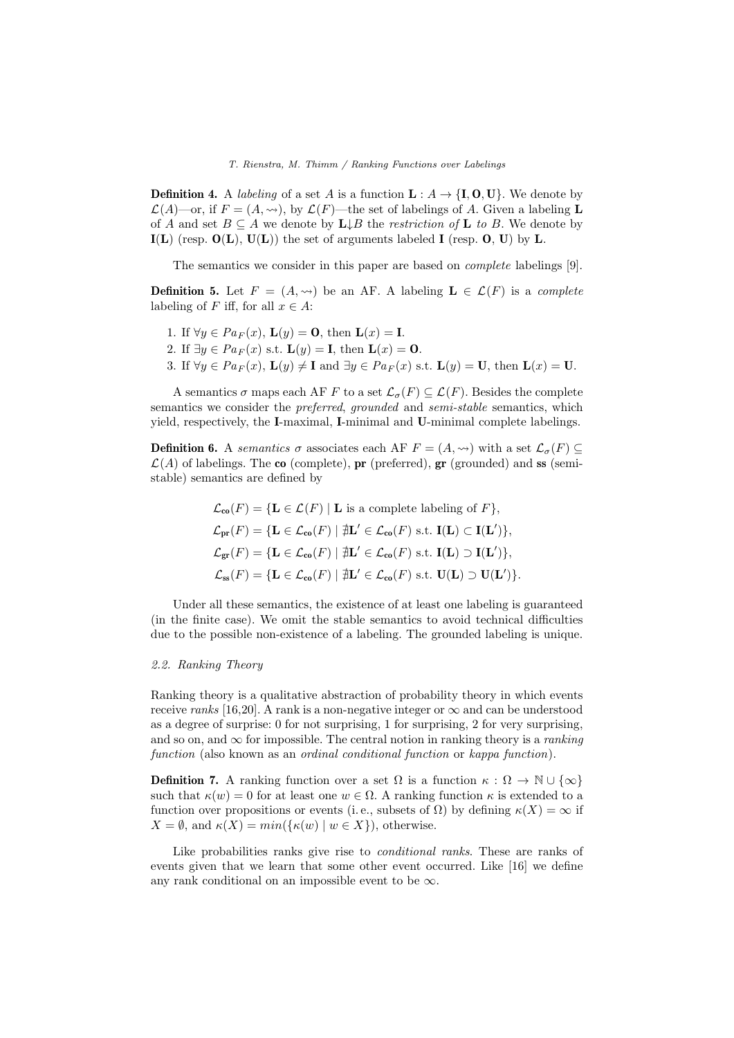**Definition 4.** A *labeling* of a set $A$ is a function $\mathbf{L} : A \to \{\mathbf{I}, \mathbf{O}, \mathbf{U}\}$. We denote by $\mathcal{L}(A)$—or, if $F = (A, \rightsquigarrow)$, by $\mathcal{L}(F)$—the set of labelings of $A$. Given a labeling $\mathbf{L}$ of $A$ and set $B \subseteq A$ we denote by $\mathbf{L}{\downarrow}B$ the *restriction of* $\mathbf{L}$ *to* $B$. We denote by $\mathbf{I}(\mathbf{L})$ (resp. $\mathbf{O}(\mathbf{L})$, $\mathbf{U}(\mathbf{L})$) the set of arguments labeled $\mathbf{I}$ (resp. $\mathbf{O}$, $\mathbf{U}$) by $\mathbf{L}$.

The semantics we consider in this paper are based on *complete* labelings [9].

**Definition 5.** Let $F = (A, \rightsquigarrow)$ be an AF. A labeling $\mathbf{L} \in \mathcal{L}(F)$ is a *complete* labeling of $F$ iff, for all $x \in A$:

1. If $\forall y \in Pa_F(x)$, $\mathbf{L}(y) = \mathbf{O}$, then $\mathbf{L}(x) = \mathbf{I}$.
2. If $\exists y \in Pa_F(x)$ s.t. $\mathbf{L}(y) = \mathbf{I}$, then $\mathbf{L}(x) = \mathbf{O}$.
3. If $\forall y \in Pa_F(x)$, $\mathbf{L}(y) \neq \mathbf{I}$ and $\exists y \in Pa_F(x)$ s.t. $\mathbf{L}(y) = \mathbf{U}$, then $\mathbf{L}(x) = \mathbf{U}$.

A semantics $\sigma$ maps each AF $F$ to a set $\mathcal{L}_\sigma(F) \subseteq \mathcal{L}(F)$. Besides the complete semantics we consider the *preferred*, *grounded* and *semi-stable* semantics, which yield, respectively, the $\mathbf{I}$-maximal, $\mathbf{I}$-minimal and $\mathbf{U}$-minimal complete labelings.

**Definition 6.** A *semantics* $\sigma$ associates each AF $F = (A, \rightsquigarrow)$ with a set $\mathcal{L}_\sigma(F) \subseteq \mathcal{L}(A)$ of labelings. The **co** (complete), **pr** (preferred), **gr** (grounded) and **ss** (semi-stable) semantics are defined by

$$\mathcal{L}_{\mathbf{co}}(F) = \{\mathbf{L} \in \mathcal{L}(F) \mid \mathbf{L} \text{ is a complete labeling of } F\},$$

$$\mathcal{L}_{\mathbf{pr}}(F) = \{\mathbf{L} \in \mathcal{L}_{\mathbf{co}}(F) \mid \nexists \mathbf{L}' \in \mathcal{L}_{\mathbf{co}}(F) \text{ s.t. } \mathbf{I}(\mathbf{L}) \subset \mathbf{I}(\mathbf{L}')\},$$

$$\mathcal{L}_{\mathbf{gr}}(F) = \{\mathbf{L} \in \mathcal{L}_{\mathbf{co}}(F) \mid \nexists \mathbf{L}' \in \mathcal{L}_{\mathbf{co}}(F) \text{ s.t. } \mathbf{I}(\mathbf{L}) \supset \mathbf{I}(\mathbf{L}')\},$$

$$\mathcal{L}_{\mathbf{ss}}(F) = \{\mathbf{L} \in \mathcal{L}_{\mathbf{co}}(F) \mid \nexists \mathbf{L}' \in \mathcal{L}_{\mathbf{co}}(F) \text{ s.t. } \mathbf{U}(\mathbf{L}) \supset \mathbf{U}(\mathbf{L}')\}.$$

Under all these semantics, the existence of at least one labeling is guaranteed (in the finite case). We omit the stable semantics to avoid technical difficulties due to the possible non-existence of a labeling. The grounded labeling is unique.

### 2.2. Ranking Theory

Ranking theory is a qualitative abstraction of probability theory in which events receive *ranks* [16,20]. A rank is a non-negative integer or $\infty$ and can be understood as a degree of surprise: 0 for not surprising, 1 for surprising, 2 for very surprising, and so on, and $\infty$ for impossible. The central notion in ranking theory is a *ranking function* (also known as an *ordinal conditional function* or *kappa function*).

**Definition 7.** A ranking function over a set $\Omega$ is a function $\kappa : \Omega \to \mathbb{N} \cup \{\infty\}$ such that $\kappa(w) = 0$ for at least one $w \in \Omega$. A ranking function $\kappa$ is extended to a function over propositions or events (i. e., subsets of $\Omega$) by defining $\kappa(X) = \infty$ if $X = \emptyset$, and $\kappa(X) = min(\{\kappa(w) \mid w \in X\})$, otherwise.

Like probabilities ranks give rise to *conditional ranks*. These are ranks of events given that we learn that some other event occurred. Like [16] we define any rank conditional on an impossible event to be $\infty$.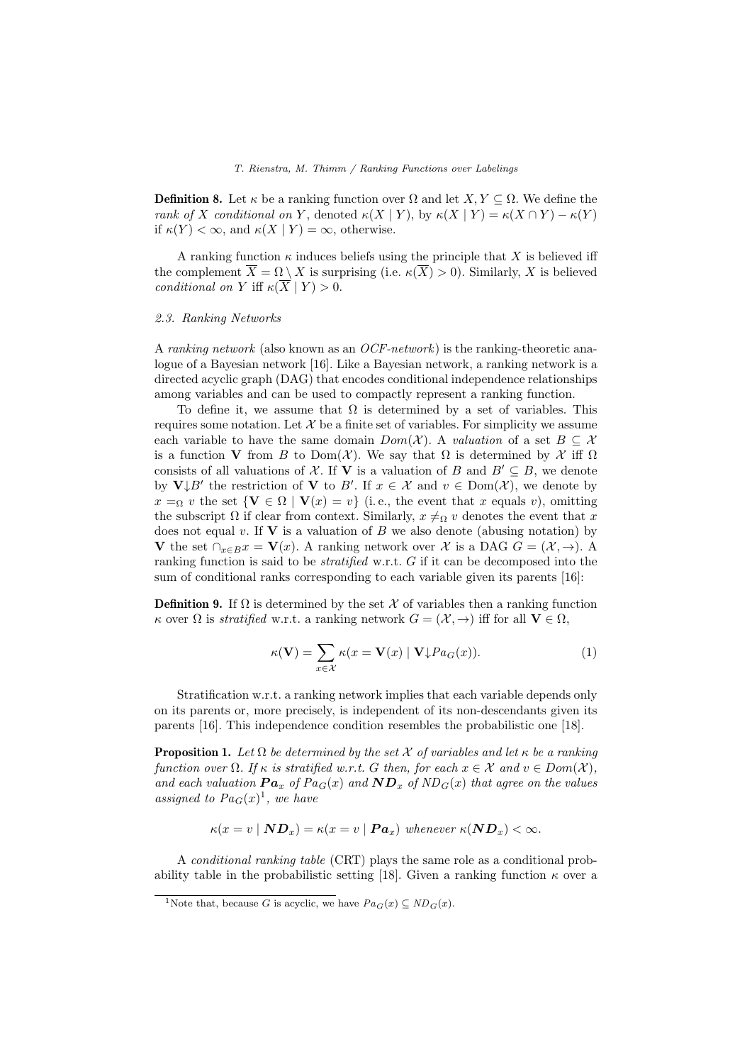**Definition 8.** Let $\kappa$ be a ranking function over $\Omega$ and let $X, Y \subseteq \Omega$. We define the *rank of X conditional on Y*, denoted $\kappa(X \mid Y)$, by $\kappa(X \mid Y) = \kappa(X \cap Y) - \kappa(Y)$ if $\kappa(Y) < \infty$, and $\kappa(X \mid Y) = \infty$, otherwise.

A ranking function $\kappa$ induces beliefs using the principle that $X$ is believed iff the complement $\overline{X} = \Omega \setminus X$ is surprising (i.e. $\kappa(\overline{X}) > 0$). Similarly, $X$ is believed *conditional on* $Y$ iff $\kappa(\overline{X} \mid Y) > 0$.

### 2.3. Ranking Networks

A *ranking network* (also known as an *OCF-network*) is the ranking-theoretic analogue of a Bayesian network [16]. Like a Bayesian network, a ranking network is a directed acyclic graph (DAG) that encodes conditional independence relationships among variables and can be used to compactly represent a ranking function.

To define it, we assume that $\Omega$ is determined by a set of variables. This requires some notation. Let $\mathcal{X}$ be a finite set of variables. For simplicity we assume each variable to have the same domain $Dom(\mathcal{X})$. A *valuation* of a set $B \subseteq \mathcal{X}$ is a function $\mathbf{V}$ from $B$ to $\mathrm{Dom}(\mathcal{X})$. We say that $\Omega$ is determined by $\mathcal{X}$ iff $\Omega$ consists of all valuations of $\mathcal{X}$. If $\mathbf{V}$ is a valuation of $B$ and $B' \subseteq B$, we denote by $\mathbf{V}{\downarrow}B'$ the restriction of $\mathbf{V}$ to $B'$. If $x \in \mathcal{X}$ and $v \in \mathrm{Dom}(\mathcal{X})$, we denote by $x =_\Omega v$ the set $\{\mathbf{V} \in \Omega \mid \mathbf{V}(x) = v\}$ (i. e., the event that $x$ equals $v$), omitting the subscript $\Omega$ if clear from context. Similarly, $x \neq_\Omega v$ denotes the event that $x$ does not equal $v$. If $\mathbf{V}$ is a valuation of $B$ we also denote (abusing notation) by $\mathbf{V}$ the set $\cap_{x \in B} x = \mathbf{V}(x)$. A ranking network over $\mathcal{X}$ is a DAG $G = (\mathcal{X}, \rightarrow)$. A ranking function is said to be *stratified* w.r.t. $G$ if it can be decomposed into the sum of conditional ranks corresponding to each variable given its parents [16]:

**Definition 9.** If $\Omega$ is determined by the set $\mathcal{X}$ of variables then a ranking function $\kappa$ over $\Omega$ is *stratified* w.r.t. a ranking network $G = (\mathcal{X}, \rightarrow)$ iff for all $\mathbf{V} \in \Omega$,

$$\kappa(\mathbf{V}) = \sum_{x \in \mathcal{X}} \kappa(x = \mathbf{V}(x) \mid \mathbf{V}{\downarrow}Pa_G(x)). \tag{1}$$

Stratification w.r.t. a ranking network implies that each variable depends only on its parents or, more precisely, is independent of its non-descendants given its parents [16]. This independence condition resembles the probabilistic one [18].

**Proposition 1.** *Let $\Omega$ be determined by the set $\mathcal{X}$ of variables and let $\kappa$ be a ranking function over $\Omega$. If $\kappa$ is stratified w.r.t. $G$ then, for each $x \in \mathcal{X}$ and $v \in Dom(\mathcal{X})$, and each valuation $\boldsymbol{Pa}_x$ of $Pa_G(x)$ and $\boldsymbol{ND}_x$ of $ND_G(x)$ that agree on the values assigned to $Pa_G(x)$*[1]*, we have*

$$\kappa(x = v \mid \boldsymbol{ND}_x) = \kappa(x = v \mid \boldsymbol{Pa}_x) \text{ whenever } \kappa(\boldsymbol{ND}_x) < \infty.$$

A *conditional ranking table* (CRT) plays the same role as a conditional probability table in the probabilistic setting [18]. Given a ranking function $\kappa$ over a

[1] Note that, because $G$ is acyclic, we have $Pa_G(x) \subseteq ND_G(x)$.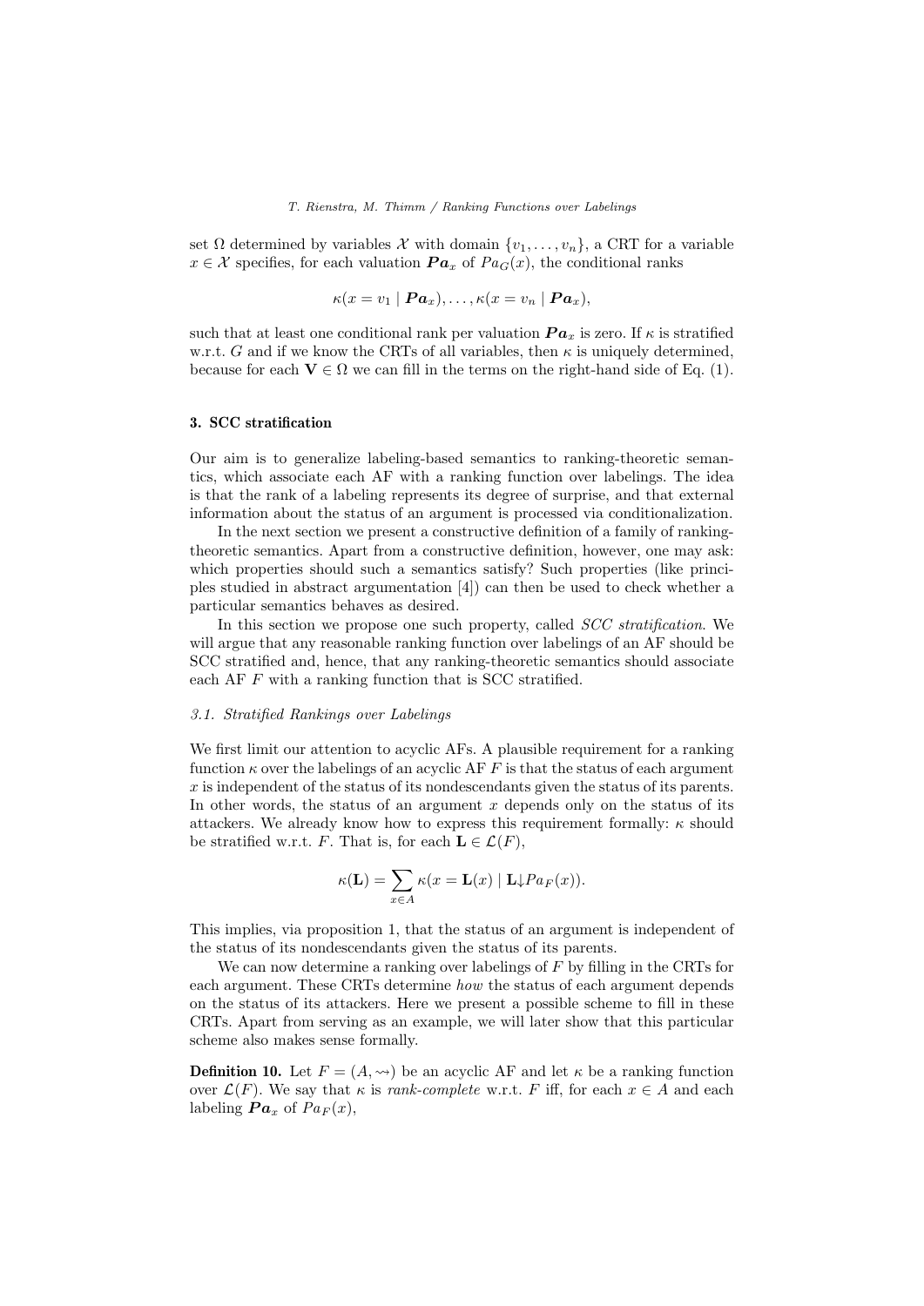set $\Omega$ determined by variables $\mathcal{X}$ with domain $\{v_1, \ldots, v_n\}$, a CRT for a variable $x \in \mathcal{X}$ specifies, for each valuation $\boldsymbol{Pa}_x$ of $Pa_G(x)$, the conditional ranks

$$\kappa(x = v_1 \mid \boldsymbol{Pa}_x), \ldots, \kappa(x = v_n \mid \boldsymbol{Pa}_x),$$

such that at least one conditional rank per valuation $\boldsymbol{Pa}_x$ is zero. If $\kappa$ is stratified w.r.t. $G$ and if we know the CRTs of all variables, then $\kappa$ is uniquely determined, because for each $\mathbf{V} \in \Omega$ we can fill in the terms on the right-hand side of Eq. (1).

## 3. SCC stratification

Our aim is to generalize labeling-based semantics to ranking-theoretic semantics, which associate each AF with a ranking function over labelings. The idea is that the rank of a labeling represents its degree of surprise, and that external information about the status of an argument is processed via conditionalization.

In the next section we present a constructive definition of a family of ranking-theoretic semantics. Apart from a constructive definition, however, one may ask: which properties should such a semantics satisfy? Such properties (like principles studied in abstract argumentation [4]) can then be used to check whether a particular semantics behaves as desired.

In this section we propose one such property, called *SCC stratification*. We will argue that any reasonable ranking function over labelings of an AF should be SCC stratified and, hence, that any ranking-theoretic semantics should associate each AF $F$ with a ranking function that is SCC stratified.

### *3.1. Stratified Rankings over Labelings*

We first limit our attention to acyclic AFs. A plausible requirement for a ranking function $\kappa$ over the labelings of an acyclic AF $F$ is that the status of each argument $x$ is independent of the status of its nondescendants given the status of its parents. In other words, the status of an argument $x$ depends only on the status of its attackers. We already know how to express this requirement formally: $\kappa$ should be stratified w.r.t. $F$. That is, for each $\mathbf{L} \in \mathcal{L}(F)$,

$$\kappa(\mathbf{L}) = \sum_{x \in A} \kappa(x = \mathbf{L}(x) \mid \mathbf{L}{\downarrow}Pa_F(x)).$$

This implies, via proposition 1, that the status of an argument is independent of the status of its nondescendants given the status of its parents.

We can now determine a ranking over labelings of $F$ by filling in the CRTs for each argument. These CRTs determine *how* the status of each argument depends on the status of its attackers. Here we present a possible scheme to fill in these CRTs. Apart from serving as an example, we will later show that this particular scheme also makes sense formally.

**Definition 10.** Let $F = (A, \rightsquigarrow)$ be an acyclic AF and let $\kappa$ be a ranking function over $\mathcal{L}(F)$. We say that $\kappa$ is *rank-complete* w.r.t. $F$ iff, for each $x \in A$ and each labeling $\boldsymbol{Pa}_x$ of $Pa_F(x)$,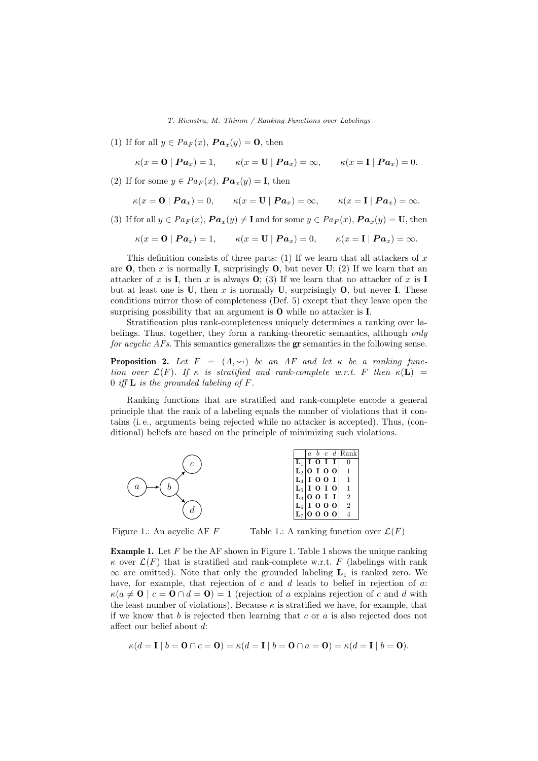(1) If for all $y \in Pa_F(x)$, $\boldsymbol{Pa}_x(y) = \mathbf{O}$, then

$$\kappa(x = \mathbf{O} \mid \boldsymbol{Pa}_x) = 1, \qquad \kappa(x = \mathbf{U} \mid \boldsymbol{Pa}_x) = \infty, \qquad \kappa(x = \mathbf{I} \mid \boldsymbol{Pa}_x) = 0.$$

(2) If for some $y \in Pa_F(x)$, $\boldsymbol{Pa}_x(y) = \mathbf{I}$, then

$$\kappa(x = \mathbf{O} \mid \boldsymbol{Pa}_x) = 0, \qquad \kappa(x = \mathbf{U} \mid \boldsymbol{Pa}_x) = \infty, \qquad \kappa(x = \mathbf{I} \mid \boldsymbol{Pa}_x) = \infty.$$

(3) If for all $y \in Pa_F(x)$, $\boldsymbol{Pa}_x(y) \neq \mathbf{I}$ and for some $y \in Pa_F(x)$, $\boldsymbol{Pa}_x(y) = \mathbf{U}$, then

$$\kappa(x = \mathbf{O} \mid \boldsymbol{Pa}_x) = 1, \qquad \kappa(x = \mathbf{U} \mid \boldsymbol{Pa}_x) = 0, \qquad \kappa(x = \mathbf{I} \mid \boldsymbol{Pa}_x) = \infty.$$

This definition consists of three parts: (1) If we learn that all attackers of $x$ are **O**, then $x$ is normally **I**, surprisingly **O**, but never **U**; (2) If we learn that an attacker of $x$ is **I**, then $x$ is always **O**; (3) If we learn that no attacker of $x$ is **I** but at least one is **U**, then $x$ is normally **U**, surprisingly **O**, but never **I**. These conditions mirror those of completeness (Def. 5) except that they leave open the surprising possibility that an argument is **O** while no attacker is **I**.

Stratification plus rank-completeness uniquely determines a ranking over labelings. Thus, together, they form a ranking-theoretic semantics, although *only for acyclic AFs*. This semantics generalizes the **gr** semantics in the following sense.

**Proposition 2.** *Let $F = (A, \rightsquigarrow)$ be an AF and let $\kappa$ be a ranking function over $\mathcal{L}(F)$. If $\kappa$ is stratified and rank-complete w.r.t. $F$ then $\kappa(\mathbf{L}) = 0$ iff $\mathbf{L}$ is the grounded labeling of $F$.*

Ranking functions that are stratified and rank-complete encode a general principle that the rank of a labeling equals the number of violations that it contains (i. e., arguments being rejected while no attacker is accepted). Thus, (conditional) beliefs are based on the principle of minimizing such violations.

Figure 1.: An acyclic AF $F$

|  | $a$ | $b$ | $c$ | $d$ | Rank |
|---|---|---|---|---|---|
| $\mathbf{L}_1$ | **I** | **O** | **I** | **I** | 0 |
| $\mathbf{L}_2$ | **O** | **I** | **O** | **O** | 1 |
| $\mathbf{L}_4$ | **I** | **O** | **O** | **I** | 1 |
| $\mathbf{L}_5$ | **I** | **O** | **I** | **O** | 1 |
| $\mathbf{L}_3$ | **O** | **O** | **I** | **I** | 2 |
| $\mathbf{L}_6$ | **I** | **O** | **O** | **O** | 2 |
| $\mathbf{L}_7$ | **O** | **O** | **O** | **O** | 4 |

Table 1.: A ranking function over $\mathcal{L}(F)$

**Example 1.** Let $F$ be the AF shown in Figure 1. Table 1 shows the unique ranking $\kappa$ over $\mathcal{L}(F)$ that is stratified and rank-complete w.r.t. $F$ (labelings with rank $\infty$ are omitted). Note that only the grounded labeling $\mathbf{L}_1$ is ranked zero. We have, for example, that rejection of $c$ and $d$ leads to belief in rejection of $a$: $\kappa(a \neq \mathbf{O} \mid c = \mathbf{O} \cap d = \mathbf{O}) = 1$ (rejection of $a$ explains rejection of $c$ and $d$ with the least number of violations). Because $\kappa$ is stratified we have, for example, that if we know that $b$ is rejected then learning that $c$ or $a$ is also rejected does not affect our belief about $d$:

$$\kappa(d = \mathbf{I} \mid b = \mathbf{O} \cap c = \mathbf{O}) = \kappa(d = \mathbf{I} \mid b = \mathbf{O} \cap a = \mathbf{O}) = \kappa(d = \mathbf{I} \mid b = \mathbf{O}).$$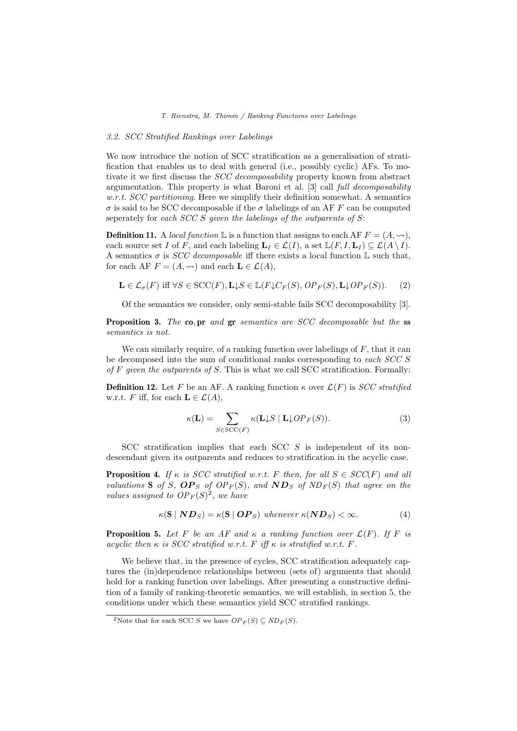### 3.2. SCC Stratified Rankings over Labelings

We now introduce the notion of SCC stratification as a generalisation of stratification that enables us to deal with general (i.e., possibly cyclic) AFs. To motivate it we first discuss the *SCC decomposability* property known from abstract argumentation. This property is what Baroni et al. [3] call *full decomposability w.r.t. SCC partitioning*. Here we simplify their definition somewhat. A semantics $\sigma$ is said to be SCC decomposable if the $\sigma$ labelings of an AF $F$ can be computed seperately for *each SCC S given the labelings of the outparents of S*:

**Definition 11.** A *local function* $\mathbb{L}$ is a function that assigns to each AF $F = (A, \rightsquigarrow)$, each source set $I$ of $F$, and each labeling $\mathbf{L}_I \in \mathcal{L}(I)$, a set $\mathbb{L}(F, I, \mathbf{L}_I) \subseteq \mathcal{L}(A \setminus I)$. A semantics $\sigma$ is *SCC decomposable* iff there exists a local function $\mathbb{L}$ such that, for each AF $F = (A, \rightsquigarrow)$ and each $\mathbf{L} \in \mathcal{L}(A)$,

$$\mathbf{L} \in \mathcal{L}_\sigma(F) \text{ iff } \forall S \in \mathrm{SCC}(F), \mathbf{L}{\downarrow}S \in \mathbb{L}(F{\downarrow}C_F(S), OP_F(S), \mathbf{L}{\downarrow}OP_F(S)). \quad (2)$$

Of the semantics we consider, only semi-stable fails SCC decomposability [3].

**Proposition 3.** *The* **co**, **pr** *and* **gr** *semantics are SCC decomposable but the* **ss** *semantics is not.*

We can similarly require, of a ranking function over labelings of $F$, that it can be decomposed into the sum of conditional ranks corresponding to *each SCC S of F given the outparents of S*. This is what we call SCC stratification. Formally:

**Definition 12.** Let $F$ be an AF. A ranking function $\kappa$ over $\mathcal{L}(F)$ is *SCC stratified* w.r.t. $F$ iff, for each $\mathbf{L} \in \mathcal{L}(A)$,

$$\kappa(\mathbf{L}) = \sum_{S \in \mathrm{SCC}(F)} \kappa(\mathbf{L}{\downarrow}S \mid \mathbf{L}{\downarrow}OP_F(S)). \quad (3)$$

SCC stratification implies that each SCC $S$ is independent of its non-descendant given its outparents and reduces to stratification in the acyclic case.

**Proposition 4.** *If $\kappa$ is SCC stratified w.r.t. $F$ then, for all $S \in SCC(F)$ and all valuations $\mathbf{S}$ of $S$, $\boldsymbol{OP}_S$ of $OP_F(S)$, and $\boldsymbol{ND}_S$ of $ND_F(S)$ that agree on the values assigned to $OP_F(S)$*[2]*, we have*

$$\kappa(\mathbf{S} \mid \boldsymbol{ND}_S) = \kappa(\mathbf{S} \mid \boldsymbol{OP}_S) \text{ whenever } \kappa(\boldsymbol{ND}_S) < \infty. \quad (4)$$

**Proposition 5.** *Let $F$ be an AF and $\kappa$ a ranking function over $\mathcal{L}(F)$. If $F$ is acyclic then $\kappa$ is SCC stratified w.r.t. $F$ iff $\kappa$ is stratified w.r.t. $F$.*

We believe that, in the presence of cycles, SCC stratification adequately captures the (in)dependence relationships between (sets of) arguments that should hold for a ranking function over labelings. After presenting a constructive definition of a family of ranking-theoretic semantics, we will establish, in section 5, the conditions under which these semantics yield SCC stratified rankings.

[2] Note that for each SCC $S$ we have $OP_F(S) \subseteq ND_F(S)$.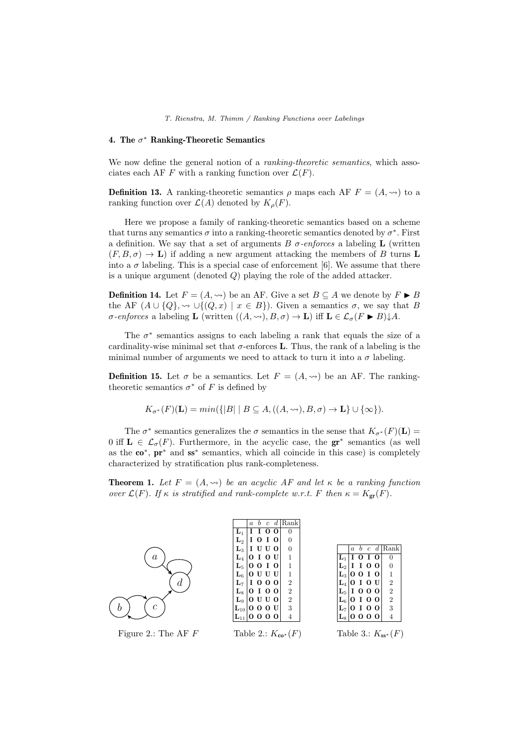## 4. The $\sigma^*$ Ranking-Theoretic Semantics

We now define the general notion of a *ranking-theoretic semantics*, which associates each AF $F$ with a ranking function over $\mathcal{L}(F)$.

**Definition 13.** A ranking-theoretic semantics $\rho$ maps each AF $F = (A, \rightsquigarrow)$ to a ranking function over $\mathcal{L}(A)$ denoted by $K_\rho(F)$.

Here we propose a family of ranking-theoretic semantics based on a scheme that turns any semantics $\sigma$ into a ranking-theoretic semantics denoted by $\sigma^*$. First a definition. We say that a set of arguments $B$ $\sigma$*-enforces* a labeling $\mathbf{L}$ (written $(F, B, \sigma) \to \mathbf{L}$) if adding a new argument attacking the members of $B$ turns $\mathbf{L}$ into a $\sigma$ labeling. This is a special case of enforcement [6]. We assume that there is a unique argument (denoted $Q$) playing the role of the added attacker.

**Definition 14.** Let $F = (A, \rightsquigarrow)$ be an AF. Give a set $B \subseteq A$ we denote by $F \blacktriangleright B$ the AF $(A \cup \{Q\}, \rightsquigarrow \cup \{(Q, x) \mid x \in B\})$. Given a semantics $\sigma$, we say that $B$ $\sigma$*-enforces* a labeling $\mathbf{L}$ (written $((A, \rightsquigarrow), B, \sigma) \to \mathbf{L}$) iff $\mathbf{L} \in \mathcal{L}_\sigma(F \blacktriangleright B){\downarrow}A$.

The $\sigma^*$ semantics assigns to each labeling a rank that equals the size of a cardinality-wise minimal set that $\sigma$-enforces $\mathbf{L}$. Thus, the rank of a labeling is the minimal number of arguments we need to attack to turn it into a $\sigma$ labeling.

**Definition 15.** Let $\sigma$ be a semantics. Let $F = (A, \rightsquigarrow)$ be an AF. The ranking-theoretic semantics $\sigma^*$ of $F$ is defined by

$$K_{\sigma^*}(F)(\mathbf{L}) = min(\{|B| \mid B \subseteq A, ((A, \rightsquigarrow), B, \sigma) \to \mathbf{L}\} \cup \{\infty\}).$$

The $\sigma^*$ semantics generalizes the $\sigma$ semantics in the sense that $K_{\sigma^*}(F)(\mathbf{L}) = 0$ iff $\mathbf{L} \in \mathcal{L}_\sigma(F)$. Furthermore, in the acyclic case, the $\mathbf{gr}^*$ semantics (as well as the $\mathbf{co}^*$, $\mathbf{pr}^*$ and $\mathbf{ss}^*$ semantics, which all coincide in this case) is completely characterized by stratification plus rank-completeness.

**Theorem 1.** *Let $F = (A, \rightsquigarrow)$ be an acyclic AF and let $\kappa$ be a ranking function over $\mathcal{L}(F)$. If $\kappa$ is stratified and rank-complete w.r.t. $F$ then $\kappa = K_{\mathbf{gr}}(F)$.*

Figure 2.: The AF $F$

|  | $a$ | $b$ | $c$ | $d$ | Rank |
|---|---|---|---|---|---|
| $\mathbf{L}_1$ | **I** | **I** | **O** | **O** | 0 |
| $\mathbf{L}_2$ | **I** | **O** | **I** | **O** | 0 |
| $\mathbf{L}_3$ | **I** | **U** | **U** | **O** | 0 |
| $\mathbf{L}_4$ | **O** | **I** | **O** | **U** | 1 |
| $\mathbf{L}_5$ | **O** | **O** | **I** | **O** | 1 |
| $\mathbf{L}_6$ | **O** | **U** | **U** | **U** | 1 |
| $\mathbf{L}_7$ | **I** | **O** | **O** | **O** | 2 |
| $\mathbf{L}_8$ | **O** | **I** | **O** | **O** | 2 |
| $\mathbf{L}_9$ | **O** | **U** | **U** | **O** | 2 |
| $\mathbf{L}_{10}$ | **O** | **O** | **O** | **U** | 3 |
| $\mathbf{L}_{11}$ | **O** | **O** | **O** | **O** | 4 |

Table 2.: $K_{\mathbf{co}^*}(F)$

|  | $a$ | $b$ | $c$ | $d$ | Rank |
|---|---|---|---|---|---|
| $\mathbf{L}_1$ | **I** | **O** | **I** | **O** | 0 |
| $\mathbf{L}_2$ | **I** | **I** | **O** | **O** | 0 |
| $\mathbf{L}_3$ | **O** | **O** | **I** | **O** | 1 |
| $\mathbf{L}_4$ | **O** | **I** | **O** | **U** | 2 |
| $\mathbf{L}_5$ | **I** | **O** | **O** | **O** | 2 |
| $\mathbf{L}_6$ | **O** | **I** | **O** | **O** | 2 |
| $\mathbf{L}_7$ | **O** | **I** | **O** | **O** | 3 |
| $\mathbf{L}_8$ | **O** | **O** | **O** | **O** | 4 |

Table 3.: $K_{\mathbf{ss}^*}(F)$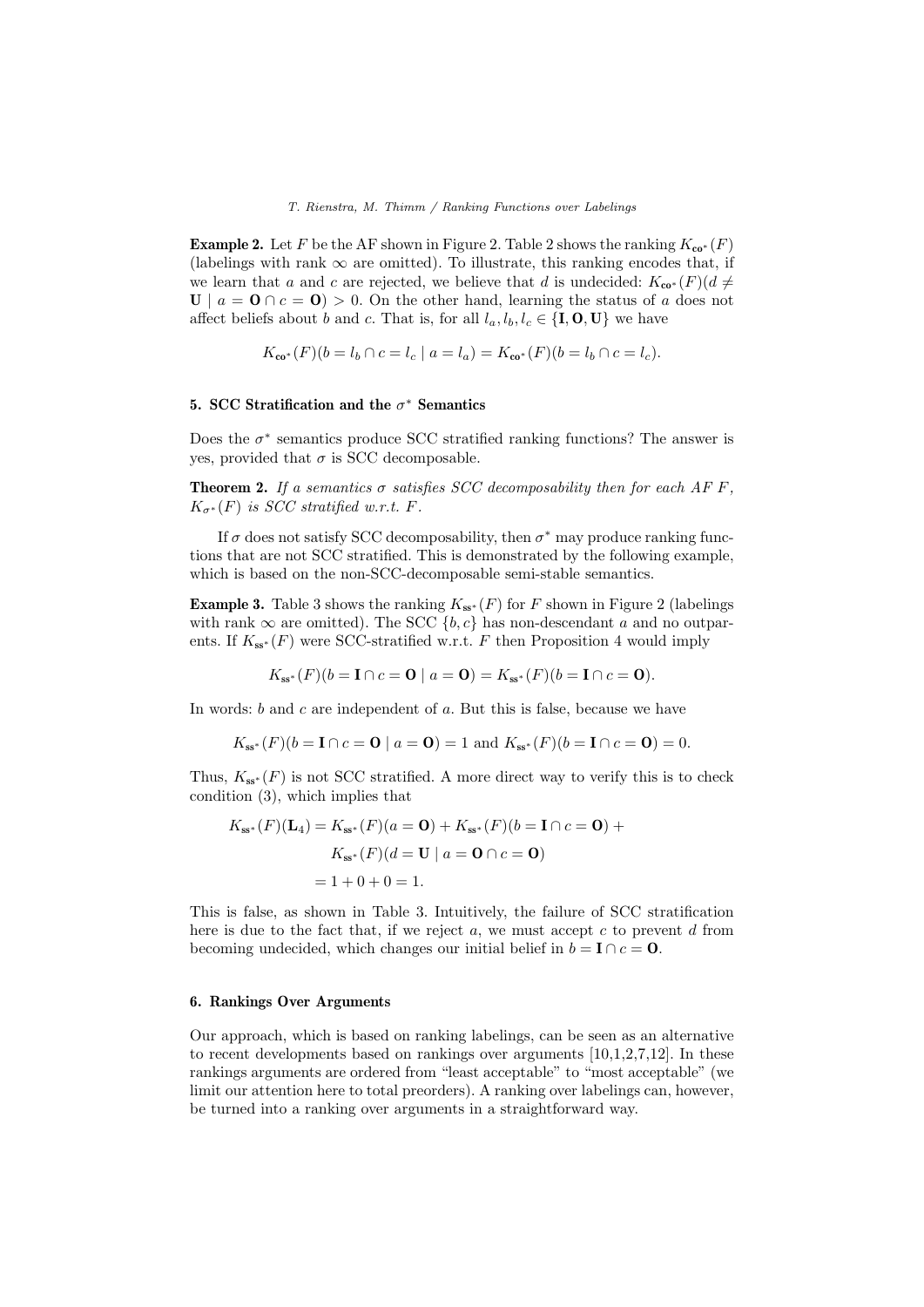**Example 2.** Let $F$ be the AF shown in Figure 2. Table 2 shows the ranking $K_{\mathbf{co}^*}(F)$ (labelings with rank $\infty$ are omitted). To illustrate, this ranking encodes that, if we learn that $a$ and $c$ are rejected, we believe that $d$ is undecided: $K_{\mathbf{co}^*}(F)(d \neq \mathbf{U} \mid a = \mathbf{O} \cap c = \mathbf{O}) > 0$. On the other hand, learning the status of $a$ does not affect beliefs about $b$ and $c$. That is, for all $l_a, l_b, l_c \in \{\mathbf{I}, \mathbf{O}, \mathbf{U}\}$ we have

$$K_{\mathbf{co}^*}(F)(b = l_b \cap c = l_c \mid a = l_a) = K_{\mathbf{co}^*}(F)(b = l_b \cap c = l_c).$$

## 5. SCC Stratification and the $\sigma^*$ Semantics

Does the $\sigma^*$ semantics produce SCC stratified ranking functions? The answer is yes, provided that $\sigma$ is SCC decomposable.

**Theorem 2.** *If a semantics $\sigma$ satisfies SCC decomposability then for each AF $F$, $K_{\sigma^*}(F)$ is SCC stratified w.r.t. $F$.*

If $\sigma$ does not satisfy SCC decomposability, then $\sigma^*$ may produce ranking functions that are not SCC stratified. This is demonstrated by the following example, which is based on the non-SCC-decomposable semi-stable semantics.

**Example 3.** Table 3 shows the ranking $K_{\mathbf{ss}^*}(F)$ for $F$ shown in Figure 2 (labelings with rank $\infty$ are omitted). The SCC $\{b, c\}$ has non-descendant $a$ and no outparents. If $K_{\mathbf{ss}^*}(F)$ were SCC-stratified w.r.t. $F$ then Proposition 4 would imply

$$K_{\mathbf{ss}^*}(F)(b = \mathbf{I} \cap c = \mathbf{O} \mid a = \mathbf{O}) = K_{\mathbf{ss}^*}(F)(b = \mathbf{I} \cap c = \mathbf{O}).$$

In words: $b$ and $c$ are independent of $a$. But this is false, because we have

$$K_{\mathbf{ss}^*}(F)(b = \mathbf{I} \cap c = \mathbf{O} \mid a = \mathbf{O}) = 1 \text{ and } K_{\mathbf{ss}^*}(F)(b = \mathbf{I} \cap c = \mathbf{O}) = 0.$$

Thus, $K_{\mathbf{ss}^*}(F)$ is not SCC stratified. A more direct way to verify this is to check condition (3), which implies that

$$\begin{aligned}
K_{\mathbf{ss}^*}(F)(\mathbf{L}_4) &= K_{\mathbf{ss}^*}(F)(a = \mathbf{O}) + K_{\mathbf{ss}^*}(F)(b = \mathbf{I} \cap c = \mathbf{O}) + \\
&\quad K_{\mathbf{ss}^*}(F)(d = \mathbf{U} \mid a = \mathbf{O} \cap c = \mathbf{O}) \\
&= 1 + 0 + 0 = 1.
\end{aligned}$$

This is false, as shown in Table 3. Intuitively, the failure of SCC stratification here is due to the fact that, if we reject $a$, we must accept $c$ to prevent $d$ from becoming undecided, which changes our initial belief in $b = \mathbf{I} \cap c = \mathbf{O}$.

## 6. Rankings Over Arguments

Our approach, which is based on ranking labelings, can be seen as an alternative to recent developments based on rankings over arguments [10,1,2,7,12]. In these rankings arguments are ordered from "least acceptable" to "most acceptable" (we limit our attention here to total preorders). A ranking over labelings can, however, be turned into a ranking over arguments in a straightforward way.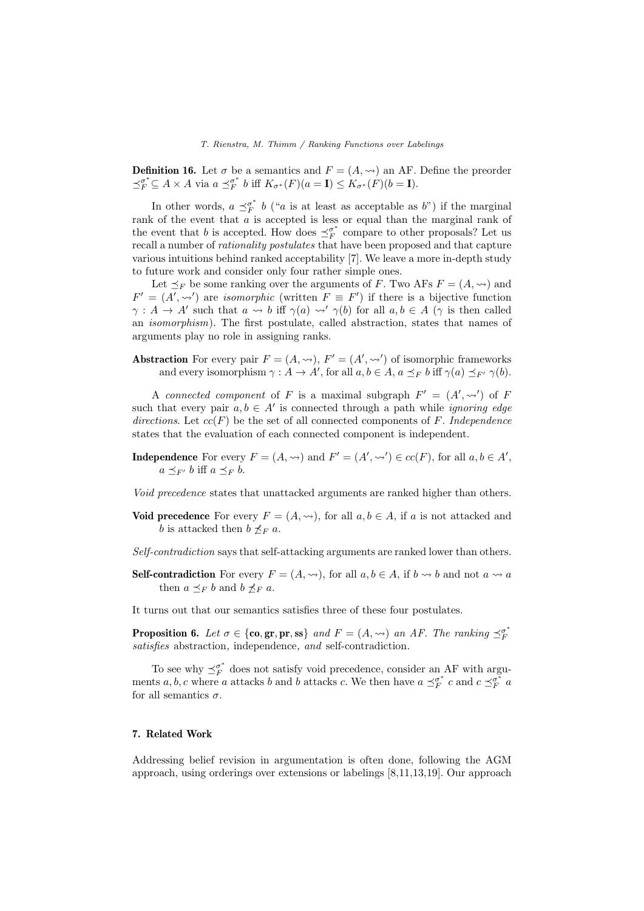**Definition 16.** Let $\sigma$ be a semantics and $F = (A, \rightsquigarrow)$ an AF. Define the preorder $\preceq_F^{\sigma^*} \subseteq A \times A$ via $a \preceq_F^{\sigma^*} b$ iff $K_{\sigma^*}(F)(a = \mathbf{I}) \leq K_{\sigma^*}(F)(b = \mathbf{I})$.

In other words, $a \preceq_F^{\sigma^*} b$ ("$a$ is at least as acceptable as $b$") if the marginal rank of the event that $a$ is accepted is less or equal than the marginal rank of the event that $b$ is accepted. How does $\preceq_F^{\sigma^*}$ compare to other proposals? Let us recall a number of *rationality postulates* that have been proposed and that capture various intuitions behind ranked acceptability [7]. We leave a more in-depth study to future work and consider only four rather simple ones.

Let $\preceq_F$ be some ranking over the arguments of $F$. Two AFs $F = (A, \rightsquigarrow)$ and $F' = (A', \rightsquigarrow')$ are *isomorphic* (written $F \equiv F'$) if there is a bijective function $\gamma : A \rightarrow A'$ such that $a \rightsquigarrow b$ iff $\gamma(a) \rightsquigarrow' \gamma(b)$ for all $a, b \in A$ ($\gamma$ is then called an *isomorphism*). The first postulate, called abstraction, states that names of arguments play no role in assigning ranks.

**Abstraction** For every pair $F = (A, \rightsquigarrow)$, $F' = (A', \rightsquigarrow')$ of isomorphic frameworks and every isomorphism $\gamma : A \rightarrow A'$, for all $a, b \in A$, $a \preceq_F b$ iff $\gamma(a) \preceq_{F'} \gamma(b)$.

A *connected component* of $F$ is a maximal subgraph $F' = (A', \rightsquigarrow')$ of $F$ such that every pair $a, b \in A'$ is connected through a path while *ignoring edge directions*. Let $cc(F)$ be the set of all connected components of $F$. *Independence* states that the evaluation of each connected component is independent.

**Independence** For every $F = (A, \rightsquigarrow)$ and $F' = (A', \rightsquigarrow') \in cc(F)$, for all $a, b \in A'$, $a \preceq_{F'} b$ iff $a \preceq_F b$.

*Void precedence* states that unattacked arguments are ranked higher than others.

**Void precedence** For every $F = (A, \rightsquigarrow)$, for all $a, b \in A$, if $a$ is not attacked and $b$ is attacked then $b \not\preceq_F a$.

*Self-contradiction* says that self-attacking arguments are ranked lower than others.

**Self-contradiction** For every $F = (A, \rightsquigarrow)$, for all $a, b \in A$, if $b \rightsquigarrow b$ and not $a \rightsquigarrow a$ then $a \preceq_F b$ and $b \not\preceq_F a$.

It turns out that our semantics satisfies three of these four postulates.

**Proposition 6.** *Let $\sigma \in \{\mathbf{co}, \mathbf{gr}, \mathbf{pr}, \mathbf{ss}\}$ and $F = (A, \rightsquigarrow)$ an AF. The ranking $\preceq_F^{\sigma^*}$ satisfies* abstraction*,* independence*, and* self-contradiction*.*

To see why $\preceq_F^{\sigma^*}$ does not satisfy void precedence, consider an AF with arguments $a, b, c$ where $a$ attacks $b$ and $b$ attacks $c$. We then have $a \preceq_F^{\sigma^*} c$ and $c \preceq_F^{\sigma^*} a$ for all semantics $\sigma$.

## 7. Related Work

Addressing belief revision in argumentation is often done, following the AGM approach, using orderings over extensions or labelings [8,11,13,19]. Our approach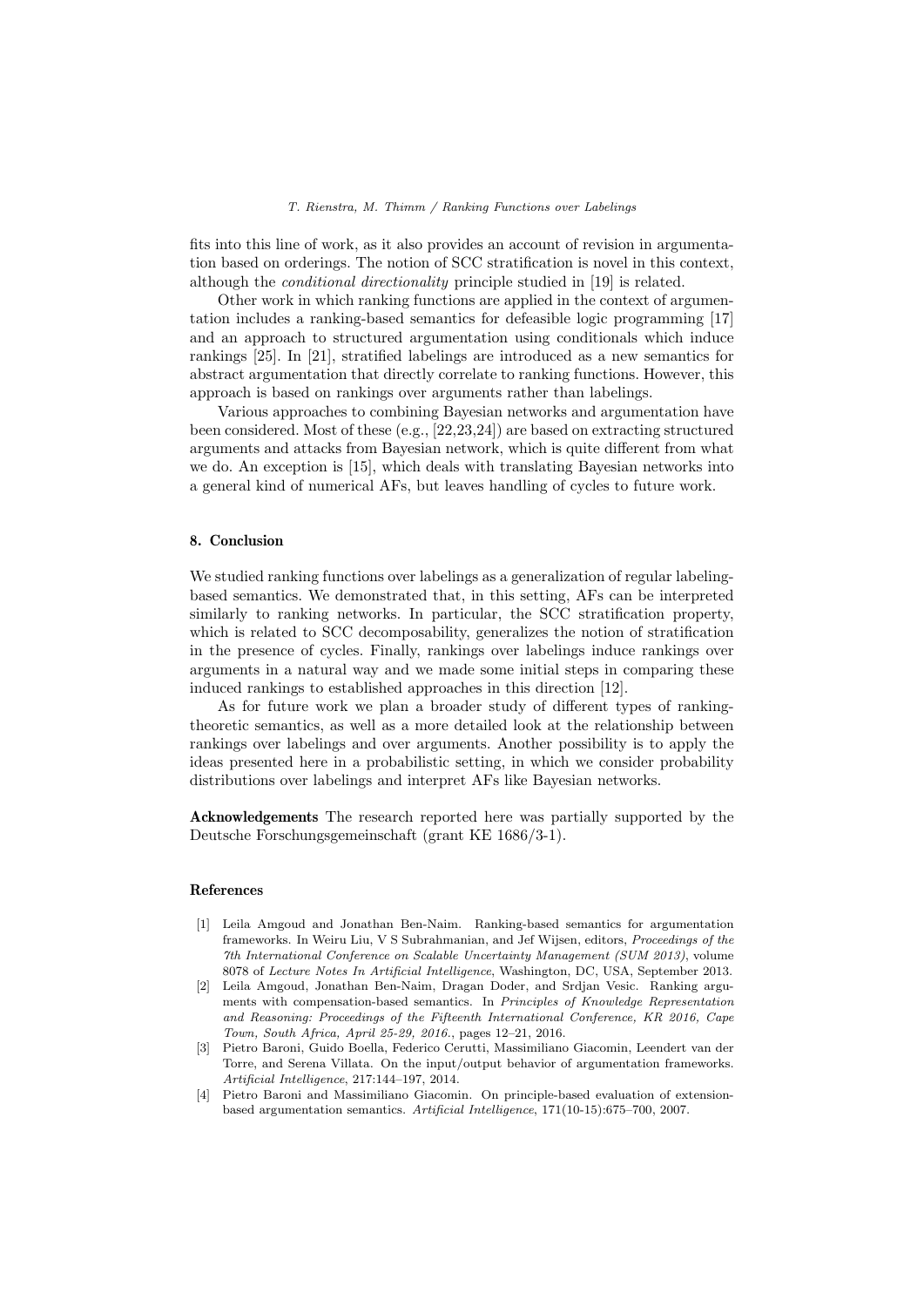fits into this line of work, as it also provides an account of revision in argumentation based on orderings. The notion of SCC stratification is novel in this context, although the *conditional directionality* principle studied in [19] is related.

Other work in which ranking functions are applied in the context of argumentation includes a ranking-based semantics for defeasible logic programming [17] and an approach to structured argumentation using conditionals which induce rankings [25]. In [21], stratified labelings are introduced as a new semantics for abstract argumentation that directly correlate to ranking functions. However, this approach is based on rankings over arguments rather than labelings.

Various approaches to combining Bayesian networks and argumentation have been considered. Most of these (e.g., [22,23,24]) are based on extracting structured arguments and attacks from Bayesian network, which is quite different from what we do. An exception is [15], which deals with translating Bayesian networks into a general kind of numerical AFs, but leaves handling of cycles to future work.

## 8. Conclusion

We studied ranking functions over labelings as a generalization of regular labeling-based semantics. We demonstrated that, in this setting, AFs can be interpreted similarly to ranking networks. In particular, the SCC stratification property, which is related to SCC decomposability, generalizes the notion of stratification in the presence of cycles. Finally, rankings over labelings induce rankings over arguments in a natural way and we made some initial steps in comparing these induced rankings to established approaches in this direction [12].

As for future work we plan a broader study of different types of ranking-theoretic semantics, as well as a more detailed look at the relationship between rankings over labelings and over arguments. Another possibility is to apply the ideas presented here in a probabilistic setting, in which we consider probability distributions over labelings and interpret AFs like Bayesian networks.

**Acknowledgements** The research reported here was partially supported by the Deutsche Forschungsgemeinschaft (grant KE 1686/3-1).

## References

- [1] Leila Amgoud and Jonathan Ben-Naim. Ranking-based semantics for argumentation frameworks. In Weiru Liu, V S Subrahmanian, and Jef Wijsen, editors, *Proceedings of the 7th International Conference on Scalable Uncertainty Management (SUM 2013)*, volume 8078 of *Lecture Notes In Artificial Intelligence*, Washington, DC, USA, September 2013.
- [2] Leila Amgoud, Jonathan Ben-Naim, Dragan Doder, and Srdjan Vesic. Ranking arguments with compensation-based semantics. In *Principles of Knowledge Representation and Reasoning: Proceedings of the Fifteenth International Conference, KR 2016, Cape Town, South Africa, April 25-29, 2016.*, pages 12–21, 2016.
- [3] Pietro Baroni, Guido Boella, Federico Cerutti, Massimiliano Giacomin, Leendert van der Torre, and Serena Villata. On the input/output behavior of argumentation frameworks. *Artificial Intelligence*, 217:144–197, 2014.
- [4] Pietro Baroni and Massimiliano Giacomin. On principle-based evaluation of extension-based argumentation semantics. *Artificial Intelligence*, 171(10-15):675–700, 2007.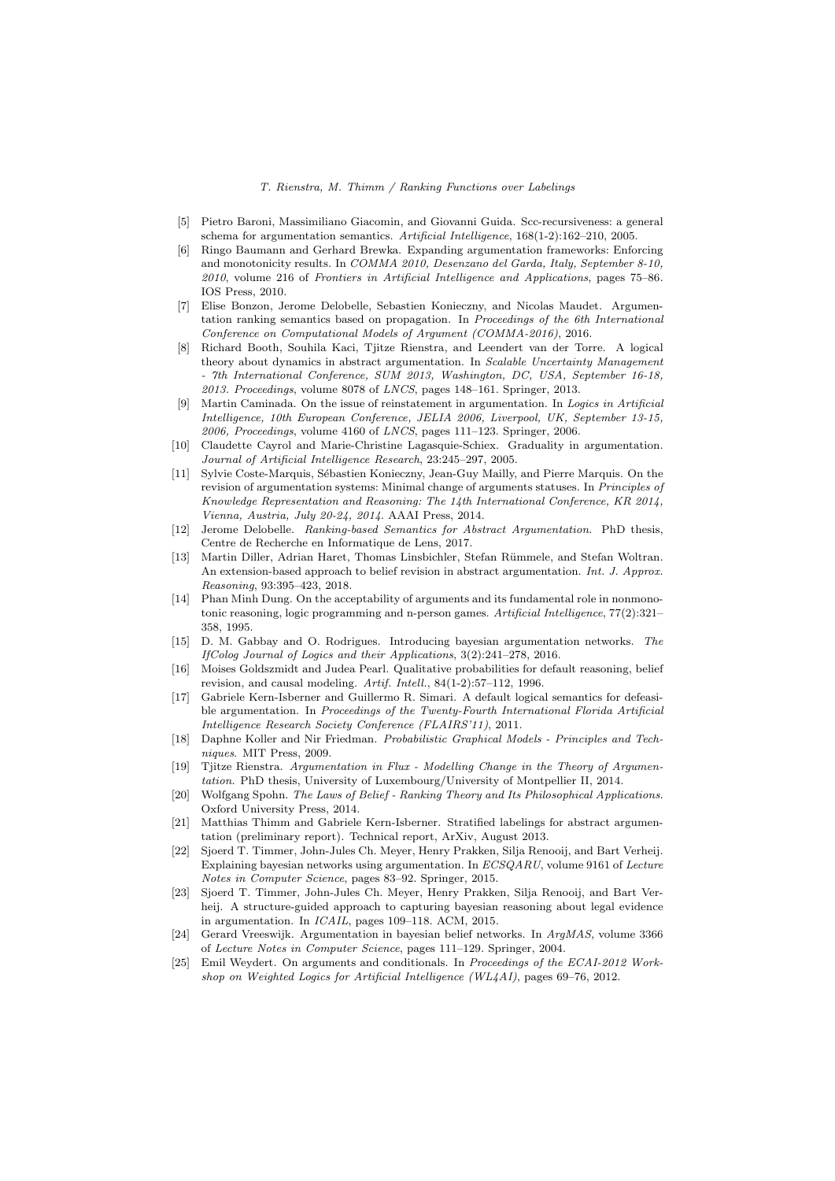[5] Pietro Baroni, Massimiliano Giacomin, and Giovanni Guida. Scc-recursiveness: a general schema for argumentation semantics. *Artificial Intelligence*, 168(1-2):162–210, 2005.

[6] Ringo Baumann and Gerhard Brewka. Expanding argumentation frameworks: Enforcing and monotonicity results. In *COMMA 2010, Desenzano del Garda, Italy, September 8-10, 2010*, volume 216 of *Frontiers in Artificial Intelligence and Applications*, pages 75–86. IOS Press, 2010.

[7] Elise Bonzon, Jerome Delobelle, Sebastien Konieczny, and Nicolas Maudet. Argumentation ranking semantics based on propagation. In *Proceedings of the 6th International Conference on Computational Models of Argument (COMMA-2016)*, 2016.

[8] Richard Booth, Souhila Kaci, Tjitze Rienstra, and Leendert van der Torre. A logical theory about dynamics in abstract argumentation. In *Scalable Uncertainty Management - 7th International Conference, SUM 2013, Washington, DC, USA, September 16-18, 2013. Proceedings*, volume 8078 of *LNCS*, pages 148–161. Springer, 2013.

[9] Martin Caminada. On the issue of reinstatement in argumentation. In *Logics in Artificial Intelligence, 10th European Conference, JELIA 2006, Liverpool, UK, September 13-15, 2006, Proceedings*, volume 4160 of *LNCS*, pages 111–123. Springer, 2006.

[10] Claudette Cayrol and Marie-Christine Lagasquie-Schiex. Graduality in argumentation. *Journal of Artificial Intelligence Research*, 23:245–297, 2005.

[11] Sylvie Coste-Marquis, Sébastien Konieczny, Jean-Guy Mailly, and Pierre Marquis. On the revision of argumentation systems: Minimal change of arguments statuses. In *Principles of Knowledge Representation and Reasoning: The 14th International Conference, KR 2014, Vienna, Austria, July 20-24, 2014*. AAAI Press, 2014.

[12] Jerome Delobelle. *Ranking-based Semantics for Abstract Argumentation*. PhD thesis, Centre de Recherche en Informatique de Lens, 2017.

[13] Martin Diller, Adrian Haret, Thomas Linsbichler, Stefan Rümmele, and Stefan Woltran. An extension-based approach to belief revision in abstract argumentation. *Int. J. Approx. Reasoning*, 93:395–423, 2018.

[14] Phan Minh Dung. On the acceptability of arguments and its fundamental role in nonmonotonic reasoning, logic programming and n-person games. *Artificial Intelligence*, 77(2):321–358, 1995.

[15] D. M. Gabbay and O. Rodrigues. Introducing bayesian argumentation networks. *The IfColog Journal of Logics and their Applications*, 3(2):241–278, 2016.

[16] Moises Goldszmidt and Judea Pearl. Qualitative probabilities for default reasoning, belief revision, and causal modeling. *Artif. Intell.*, 84(1-2):57–112, 1996.

[17] Gabriele Kern-Isberner and Guillermo R. Simari. A default logical semantics for defeasible argumentation. In *Proceedings of the Twenty-Fourth International Florida Artificial Intelligence Research Society Conference (FLAIRS'11)*, 2011.

[18] Daphne Koller and Nir Friedman. *Probabilistic Graphical Models - Principles and Techniques*. MIT Press, 2009.

[19] Tjitze Rienstra. *Argumentation in Flux - Modelling Change in the Theory of Argumentation*. PhD thesis, University of Luxembourg/University of Montpellier II, 2014.

[20] Wolfgang Spohn. *The Laws of Belief - Ranking Theory and Its Philosophical Applications*. Oxford University Press, 2014.

[21] Matthias Thimm and Gabriele Kern-Isberner. Stratified labelings for abstract argumentation (preliminary report). Technical report, ArXiv, August 2013.

[22] Sjoerd T. Timmer, John-Jules Ch. Meyer, Henry Prakken, Silja Renooij, and Bart Verheij. Explaining bayesian networks using argumentation. In *ECSQARU*, volume 9161 of *Lecture Notes in Computer Science*, pages 83–92. Springer, 2015.

[23] Sjoerd T. Timmer, John-Jules Ch. Meyer, Henry Prakken, Silja Renooij, and Bart Verheij. A structure-guided approach to capturing bayesian reasoning about legal evidence in argumentation. In *ICAIL*, pages 109–118. ACM, 2015.

[24] Gerard Vreeswijk. Argumentation in bayesian belief networks. In *ArgMAS*, volume 3366 of *Lecture Notes in Computer Science*, pages 111–129. Springer, 2004.

[25] Emil Weydert. On arguments and conditionals. In *Proceedings of the ECAI-2012 Workshop on Weighted Logics for Artificial Intelligence (WL4AI)*, pages 69–76, 2012.